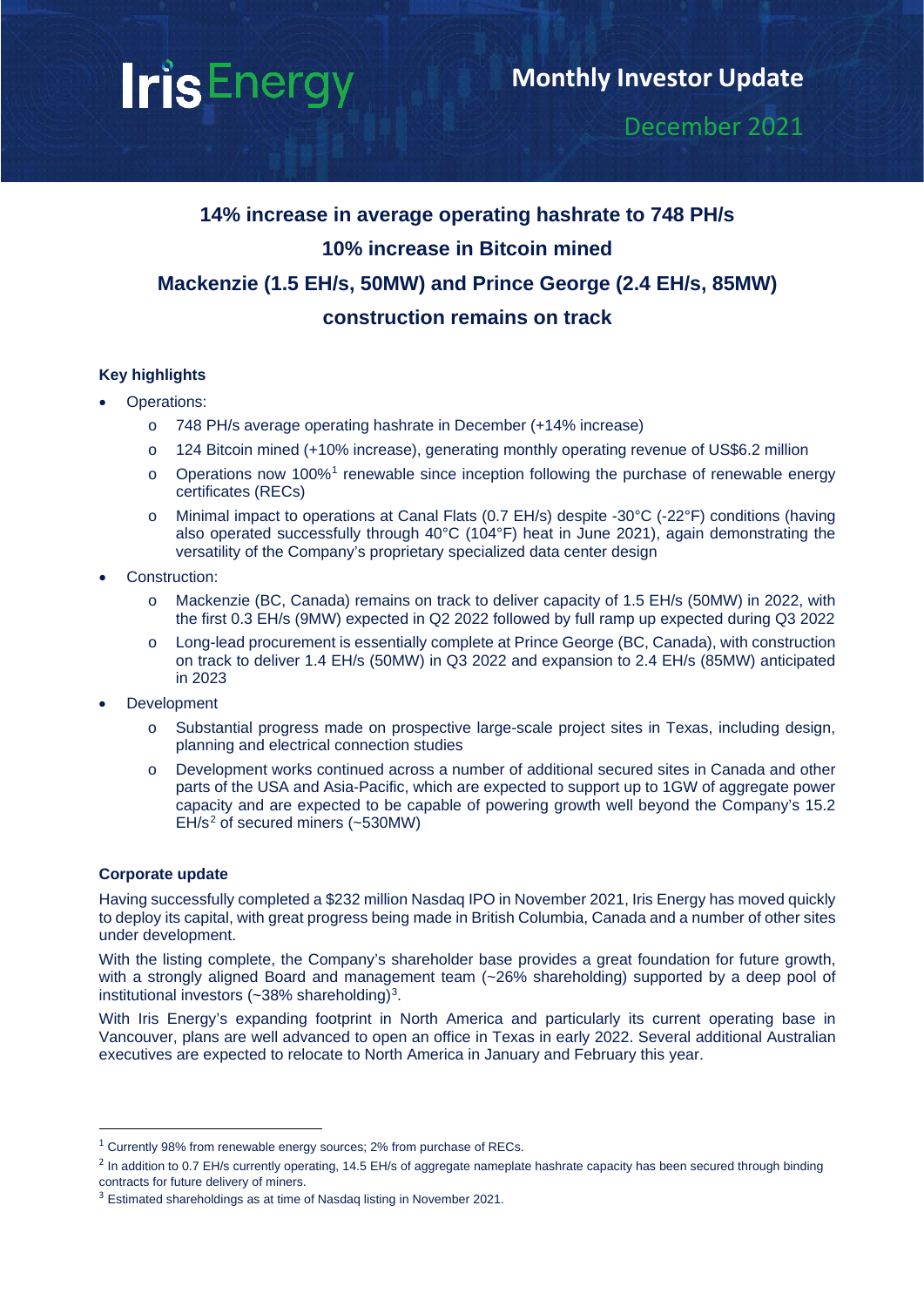# Iris Energy

## Monthly Investor Update

December 2021

**14% increase in average operating hashrate to 748 PH/s**

**10% increase in Bitcoin mined**

**Mackenzie (1.5 EH/s, 50MW) and Prince George (2.4 EH/s, 85MW) construction remains on track**

### Key highlights

- Operations:
  - 748 PH/s average operating hashrate in December (+14% increase)
  - 124 Bitcoin mined (+10% increase), generating monthly operating revenue of US$6.2 million
  - Operations now 100%[1] renewable since inception following the purchase of renewable energy certificates (RECs)
  - Minimal impact to operations at Canal Flats (0.7 EH/s) despite -30°C (-22°F) conditions (having also operated successfully through 40°C (104°F) heat in June 2021), again demonstrating the versatility of the Company's proprietary specialized data center design
- Construction:
  - Mackenzie (BC, Canada) remains on track to deliver capacity of 1.5 EH/s (50MW) in 2022, with the first 0.3 EH/s (9MW) expected in Q2 2022 followed by full ramp up expected during Q3 2022
  - Long-lead procurement is essentially complete at Prince George (BC, Canada), with construction on track to deliver 1.4 EH/s (50MW) in Q3 2022 and expansion to 2.4 EH/s (85MW) anticipated in 2023
- Development
  - Substantial progress made on prospective large-scale project sites in Texas, including design, planning and electrical connection studies
  - Development works continued across a number of additional secured sites in Canada and other parts of the USA and Asia-Pacific, which are expected to support up to 1GW of aggregate power capacity and are expected to be capable of powering growth well beyond the Company's 15.2 EH/s[2] of secured miners (~530MW)

### Corporate update

Having successfully completed a $232 million Nasdaq IPO in November 2021, Iris Energy has moved quickly to deploy its capital, with great progress being made in British Columbia, Canada and a number of other sites under development.

With the listing complete, the Company's shareholder base provides a great foundation for future growth, with a strongly aligned Board and management team (~26% shareholding) supported by a deep pool of institutional investors (~38% shareholding)[3].

With Iris Energy's expanding footprint in North America and particularly its current operating base in Vancouver, plans are well advanced to open an office in Texas in early 2022. Several additional Australian executives are expected to relocate to North America in January and February this year.

---

[1] Currently 98% from renewable energy sources; 2% from purchase of RECs.

[2] In addition to 0.7 EH/s currently operating, 14.5 EH/s of aggregate nameplate hashrate capacity has been secured through binding contracts for future delivery of miners.

[3] Estimated shareholdings as at time of Nasdaq listing in November 2021.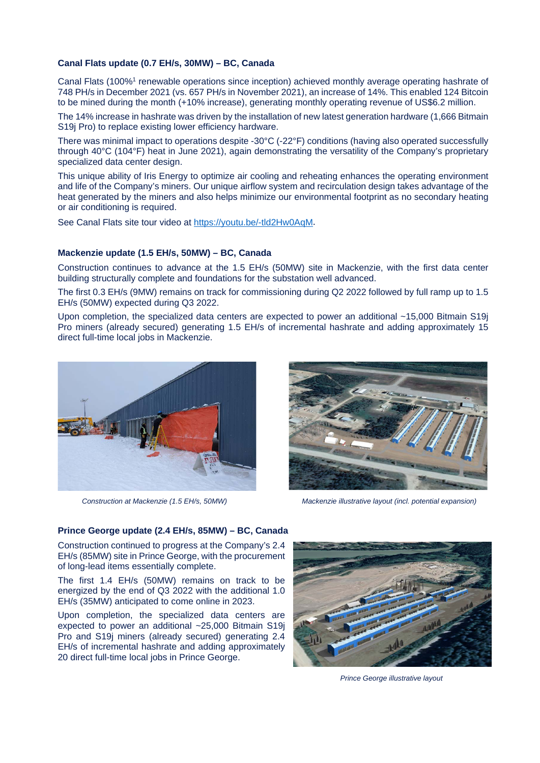**Canal Flats update (0.7 EH/s, 30MW) – BC, Canada**

Canal Flats (100%[1] renewable operations since inception) achieved monthly average operating hashrate of 748 PH/s in December 2021 (vs. 657 PH/s in November 2021), an increase of 14%. This enabled 124 Bitcoin to be mined during the month (+10% increase), generating monthly operating revenue of US$6.2 million.

The 14% increase in hashrate was driven by the installation of new latest generation hardware (1,666 Bitmain S19j Pro) to replace existing lower efficiency hardware.

There was minimal impact to operations despite -30°C (-22°F) conditions (having also operated successfully through 40°C (104°F) heat in June 2021), again demonstrating the versatility of the Company's proprietary specialized data center design.

This unique ability of Iris Energy to optimize air cooling and reheating enhances the operating environment and life of the Company's miners. Our unique airflow system and recirculation design takes advantage of the heat generated by the miners and also helps minimize our environmental footprint as no secondary heating or air conditioning is required.

See Canal Flats site tour video at https://youtu.be/-tld2Hw0AqM.

**Mackenzie update (1.5 EH/s, 50MW) – BC, Canada**

Construction continues to advance at the 1.5 EH/s (50MW) site in Mackenzie, with the first data center building structurally complete and foundations for the substation well advanced.

The first 0.3 EH/s (9MW) remains on track for commissioning during Q2 2022 followed by full ramp up to 1.5 EH/s (50MW) expected during Q3 2022.

Upon completion, the specialized data centers are expected to power an additional ~15,000 Bitmain S19j Pro miners (already secured) generating 1.5 EH/s of incremental hashrate and adding approximately 15 direct full-time local jobs in Mackenzie.

*Construction at Mackenzie (1.5 EH/s, 50MW)*

*Mackenzie illustrative layout (incl. potential expansion)*

**Prince George update (2.4 EH/s, 85MW) – BC, Canada**

Construction continued to progress at the Company's 2.4 EH/s (85MW) site in Prince George, with the procurement of long-lead items essentially complete.

The first 1.4 EH/s (50MW) remains on track to be energized by the end of Q3 2022 with the additional 1.0 EH/s (35MW) anticipated to come online in 2023.

Upon completion, the specialized data centers are expected to power an additional ~25,000 Bitmain S19j Pro and S19j miners (already secured) generating 2.4 EH/s of incremental hashrate and adding approximately 20 direct full-time local jobs in Prince George.

*Prince George illustrative layout*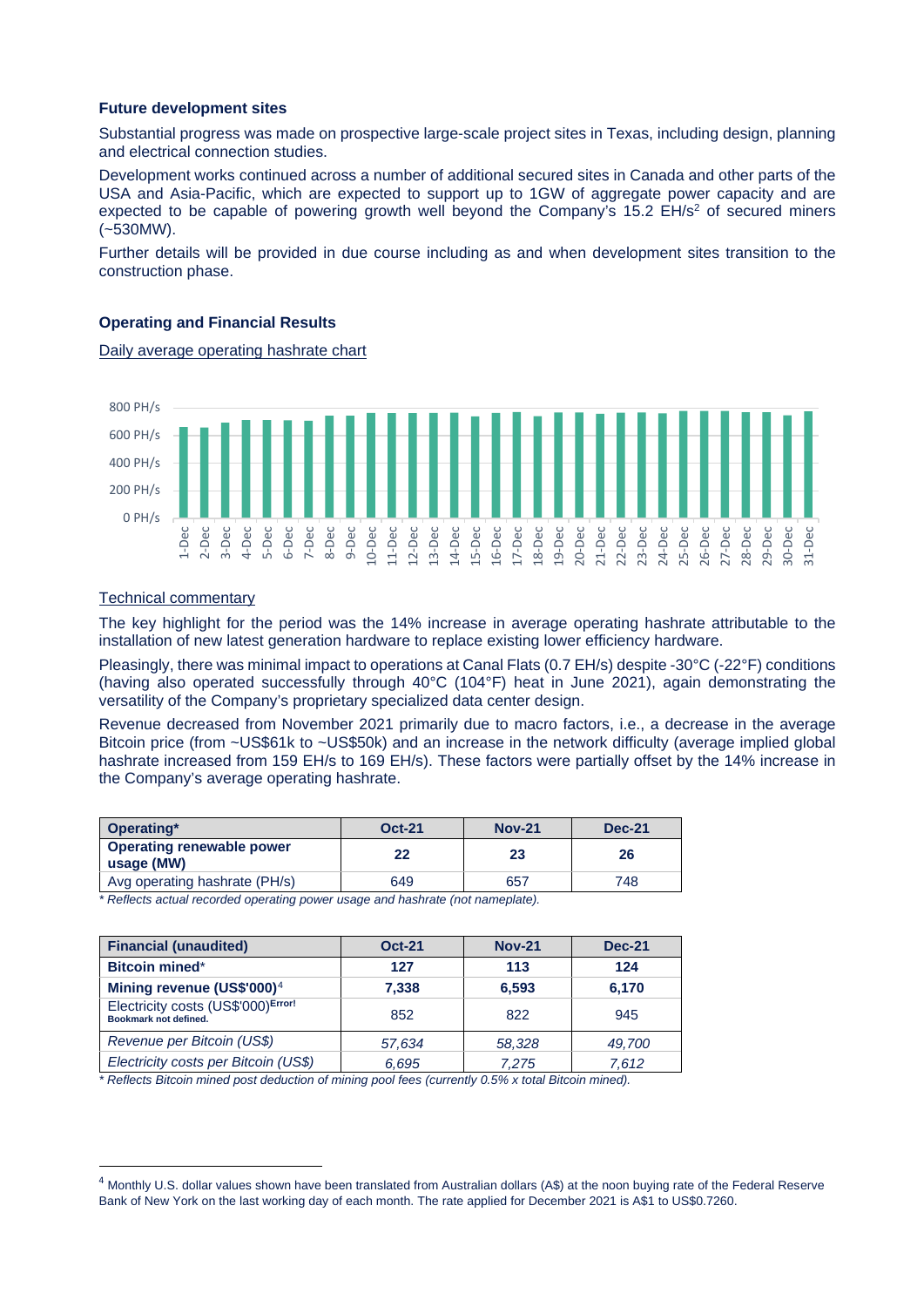**Future development sites**

Substantial progress was made on prospective large-scale project sites in Texas, including design, planning and electrical connection studies.

Development works continued across a number of additional secured sites in Canada and other parts of the USA and Asia-Pacific, which are expected to support up to 1GW of aggregate power capacity and are expected to be capable of powering growth well beyond the Company's 15.2 EH/s[2] of secured miners (~530MW).

Further details will be provided in due course including as and when development sites transition to the construction phase.

**Operating and Financial Results**

Daily average operating hashrate chart

Technical commentary

The key highlight for the period was the 14% increase in average operating hashrate attributable to the installation of new latest generation hardware to replace existing lower efficiency hardware.

Pleasingly, there was minimal impact to operations at Canal Flats (0.7 EH/s) despite -30°C (-22°F) conditions (having also operated successfully through 40°C (104°F) heat in June 2021), again demonstrating the versatility of the Company's proprietary specialized data center design.

Revenue decreased from November 2021 primarily due to macro factors, i.e., a decrease in the average Bitcoin price (from ~US$61k to ~US$50k) and an increase in the network difficulty (average implied global hashrate increased from 159 EH/s to 169 EH/s). These factors were partially offset by the 14% increase in the Company's average operating hashrate.

| Operating* | Oct-21 | Nov-21 | Dec-21 |
|---|---|---|---|
| **Operating renewable power usage (MW)** | **22** | **23** | **26** |
| Avg operating hashrate (PH/s) | 649 | 657 | 748 |

*\* Reflects actual recorded operating power usage and hashrate (not nameplate).*

| Financial (unaudited) | Oct-21 | Nov-21 | Dec-21 |
|---|---|---|---|
| **Bitcoin mined*** | **127** | **113** | **124** |
| **Mining revenue (US$'000)**[4] | **7,338** | **6,593** | **6,170** |
| Electricity costs (US$'000)[Error! Bookmark not defined.] | 852 | 822 | 945 |
| *Revenue per Bitcoin (US$)* | *57,634* | *58,328* | *49,700* |
| *Electricity costs per Bitcoin (US$)* | *6,695* | *7,275* | *7,612* |

*\* Reflects Bitcoin mined post deduction of mining pool fees (currently 0.5% x total Bitcoin mined).*

[4] Monthly U.S. dollar values shown have been translated from Australian dollars (A$) at the noon buying rate of the Federal Reserve Bank of New York on the last working day of each month. The rate applied for December 2021 is A$1 to US$0.7260.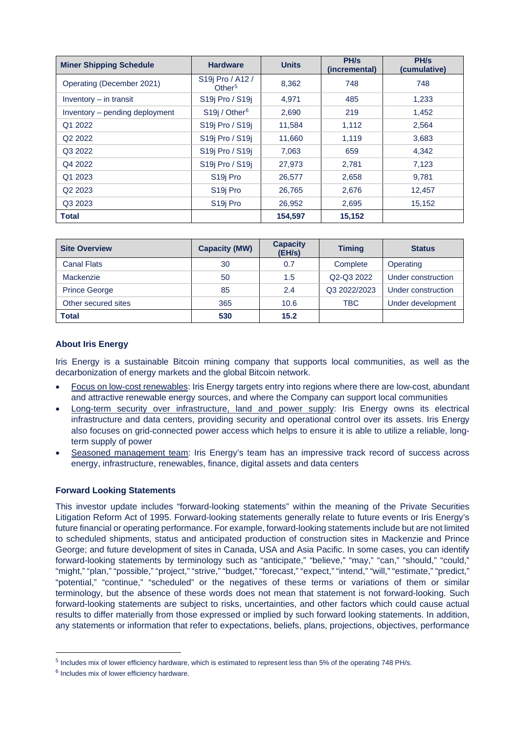| Miner Shipping Schedule | Hardware | Units | PH/s (incremental) | PH/s (cumulative) |
|---|---|---|---|---|
| Operating (December 2021) | S19j Pro / A12 / Other[5] | 8,362 | 748 | 748 |
| Inventory – in transit | S19j Pro / S19j | 4,971 | 485 | 1,233 |
| Inventory – pending deployment | S19j / Other[6] | 2,690 | 219 | 1,452 |
| Q1 2022 | S19j Pro / S19j | 11,584 | 1,112 | 2,564 |
| Q2 2022 | S19j Pro / S19j | 11,660 | 1,119 | 3,683 |
| Q3 2022 | S19j Pro / S19j | 7,063 | 659 | 4,342 |
| Q4 2022 | S19j Pro / S19j | 27,973 | 2,781 | 7,123 |
| Q1 2023 | S19j Pro | 26,577 | 2,658 | 9,781 |
| Q2 2023 | S19j Pro | 26,765 | 2,676 | 12,457 |
| Q3 2023 | S19j Pro | 26,952 | 2,695 | 15,152 |
| **Total** | | **154,597** | **15,152** | |

| Site Overview | Capacity (MW) | Capacity (EH/s) | Timing | Status |
|---|---|---|---|---|
| Canal Flats | 30 | 0.7 | Complete | Operating |
| Mackenzie | 50 | 1.5 | Q2-Q3 2022 | Under construction |
| Prince George | 85 | 2.4 | Q3 2022/2023 | Under construction |
| Other secured sites | 365 | 10.6 | TBC | Under development |
| **Total** | **530** | **15.2** | | |

### About Iris Energy

Iris Energy is a sustainable Bitcoin mining company that supports local communities, as well as the decarbonization of energy markets and the global Bitcoin network.

- Focus on low-cost renewables: Iris Energy targets entry into regions where there are low-cost, abundant and attractive renewable energy sources, and where the Company can support local communities
- Long-term security over infrastructure, land and power supply: Iris Energy owns its electrical infrastructure and data centers, providing security and operational control over its assets. Iris Energy also focuses on grid-connected power access which helps to ensure it is able to utilize a reliable, long-term supply of power
- Seasoned management team: Iris Energy's team has an impressive track record of success across energy, infrastructure, renewables, finance, digital assets and data centers

### Forward Looking Statements

This investor update includes "forward-looking statements" within the meaning of the Private Securities Litigation Reform Act of 1995. Forward-looking statements generally relate to future events or Iris Energy's future financial or operating performance. For example, forward-looking statements include but are not limited to scheduled shipments, status and anticipated production of construction sites in Mackenzie and Prince George; and future development of sites in Canada, USA and Asia Pacific. In some cases, you can identify forward-looking statements by terminology such as "anticipate," "believe," "may," "can," "should," "could," "might," "plan," "possible," "project," "strive," "budget," "forecast," "expect," "intend," "will," "estimate," "predict," "potential," "continue," "scheduled" or the negatives of these terms or variations of them or similar terminology, but the absence of these words does not mean that statement is not forward-looking. Such forward-looking statements are subject to risks, uncertainties, and other factors which could cause actual results to differ materially from those expressed or implied by such forward looking statements. In addition, any statements or information that refer to expectations, beliefs, plans, projections, objectives, performance

[5] Includes mix of lower efficiency hardware, which is estimated to represent less than 5% of the operating 748 PH/s.

[6] Includes mix of lower efficiency hardware.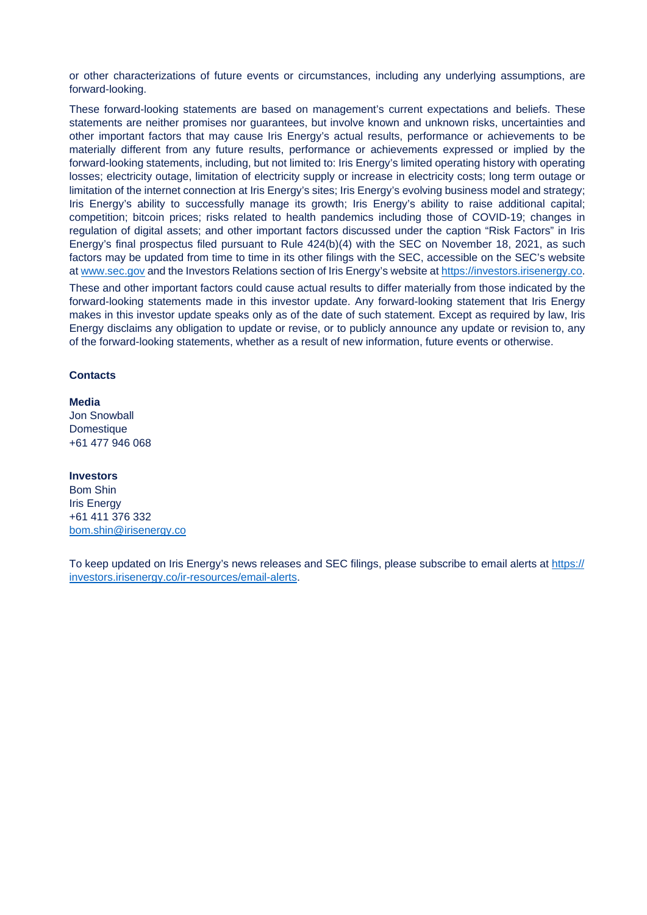or other characterizations of future events or circumstances, including any underlying assumptions, are forward-looking.

These forward-looking statements are based on management's current expectations and beliefs. These statements are neither promises nor guarantees, but involve known and unknown risks, uncertainties and other important factors that may cause Iris Energy's actual results, performance or achievements to be materially different from any future results, performance or achievements expressed or implied by the forward-looking statements, including, but not limited to: Iris Energy's limited operating history with operating losses; electricity outage, limitation of electricity supply or increase in electricity costs; long term outage or limitation of the internet connection at Iris Energy's sites; Iris Energy's evolving business model and strategy; Iris Energy's ability to successfully manage its growth; Iris Energy's ability to raise additional capital; competition; bitcoin prices; risks related to health pandemics including those of COVID-19; changes in regulation of digital assets; and other important factors discussed under the caption "Risk Factors" in Iris Energy's final prospectus filed pursuant to Rule 424(b)(4) with the SEC on November 18, 2021, as such factors may be updated from time to time in its other filings with the SEC, accessible on the SEC's website at www.sec.gov and the Investors Relations section of Iris Energy's website at https://investors.irisenergy.co.

These and other important factors could cause actual results to differ materially from those indicated by the forward-looking statements made in this investor update. Any forward-looking statement that Iris Energy makes in this investor update speaks only as of the date of such statement. Except as required by law, Iris Energy disclaims any obligation to update or revise, or to publicly announce any update or revision to, any of the forward-looking statements, whether as a result of new information, future events or otherwise.

**Contacts**

**Media**
Jon Snowball
Domestique
+61 477 946 068

**Investors**
Bom Shin
Iris Energy
+61 411 376 332
bom.shin@irisenergy.co

To keep updated on Iris Energy's news releases and SEC filings, please subscribe to email alerts at https://investors.irisenergy.co/ir-resources/email-alerts.